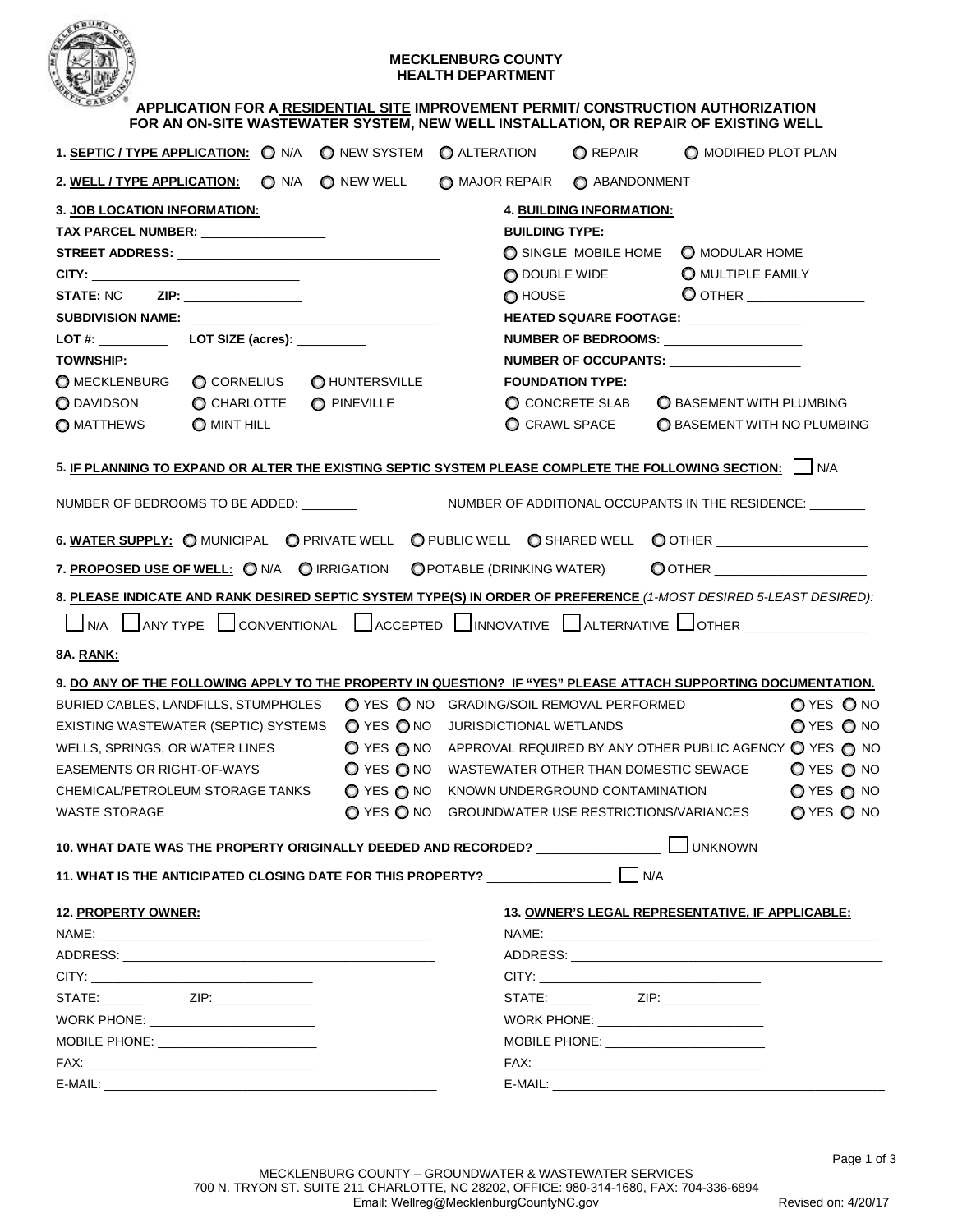# MECKLENBURG COUNTY
## HEALTH DEPARTMENT

### APPLICATION FOR A RESIDENTIAL SITE IMPROVEMENT PERMIT/ CONSTRUCTION AUTHORIZATION FOR AN ON-SITE WASTEWATER SYSTEM, NEW WELL INSTALLATION, OR REPAIR OF EXISTING WELL

**1. SEPTIC / TYPE APPLICATION:** ○ N/A ○ NEW SYSTEM ○ ALTERATION ○ REPAIR ○ MODIFIED PLOT PLAN

**2. WELL / TYPE APPLICATION:** ○ N/A ○ NEW WELL ○ MAJOR REPAIR ○ ABANDONMENT

**3. JOB LOCATION INFORMATION:**

**TAX PARCEL NUMBER:** ________________

**STREET ADDRESS:** ________________

**CITY:** ________________

**STATE:** NC **ZIP:** ________________

**SUBDIVISION NAME:** ________________

**LOT #:** __________ **LOT SIZE (acres):** __________

**TOWNSHIP:**

○ MECKLENBURG ○ CORNELIUS ○ HUNTERSVILLE
○ DAVIDSON ○ CHARLOTTE ○ PINEVILLE
○ MATTHEWS ○ MINT HILL

**4. BUILDING INFORMATION:**

**BUILDING TYPE:**

○ SINGLE MOBILE HOME ○ MODULAR HOME
○ DOUBLE WIDE ○ MULTIPLE FAMILY
○ HOUSE ○ OTHER ________________

**HEATED SQUARE FOOTAGE:** ________________

**NUMBER OF BEDROOMS:** ________________

**NUMBER OF OCCUPANTS:** ________________

**FOUNDATION TYPE:**

○ CONCRETE SLAB ○ BASEMENT WITH PLUMBING
○ CRAWL SPACE ○ BASEMENT WITH NO PLUMBING

**5. IF PLANNING TO EXPAND OR ALTER THE EXISTING SEPTIC SYSTEM PLEASE COMPLETE THE FOLLOWING SECTION:** ☐ N/A

NUMBER OF BEDROOMS TO BE ADDED: ________ NUMBER OF ADDITIONAL OCCUPANTS IN THE RESIDENCE: ________

**6. WATER SUPPLY:** ○ MUNICIPAL ○ PRIVATE WELL ○ PUBLIC WELL ○ SHARED WELL ○ OTHER ________________

**7. PROPOSED USE OF WELL:** ○ N/A ○ IRRIGATION ○ POTABLE (DRINKING WATER) ○ OTHER ________________

**8. PLEASE INDICATE AND RANK DESIRED SEPTIC SYSTEM TYPE(S) IN ORDER OF PREFERENCE** *(1-MOST DESIRED 5-LEAST DESIRED):*

☐ N/A ☐ ANY TYPE ☐ CONVENTIONAL ☐ ACCEPTED ☐ INNOVATIVE ☐ ALTERNATIVE ☐ OTHER ________________

**8A. RANK:** _____ _____ _____ _____ _____

**9. DO ANY OF THE FOLLOWING APPLY TO THE PROPERTY IN QUESTION? IF "YES" PLEASE ATTACH SUPPORTING DOCUMENTATION.**

| | | | |
|---|---|---|---|
| BURIED CABLES, LANDFILLS, STUMPHOLES | ○ YES ○ NO | GRADING/SOIL REMOVAL PERFORMED | ○ YES ○ NO |
| EXISTING WASTEWATER (SEPTIC) SYSTEMS | ○ YES ○ NO | JURISDICTIONAL WETLANDS | ○ YES ○ NO |
| WELLS, SPRINGS, OR WATER LINES | ○ YES ○ NO | APPROVAL REQUIRED BY ANY OTHER PUBLIC AGENCY | ○ YES ○ NO |
| EASEMENTS OR RIGHT-OF-WAYS | ○ YES ○ NO | WASTEWATER OTHER THAN DOMESTIC SEWAGE | ○ YES ○ NO |
| CHEMICAL/PETROLEUM STORAGE TANKS | ○ YES ○ NO | KNOWN UNDERGROUND CONTAMINATION | ○ YES ○ NO |
| WASTE STORAGE | ○ YES ○ NO | GROUNDWATER USE RESTRICTIONS/VARIANCES | ○ YES ○ NO |

**10. WHAT DATE WAS THE PROPERTY ORIGINALLY DEEDED AND RECORDED?** ________________ ☐ UNKNOWN

**11. WHAT IS THE ANTICIPATED CLOSING DATE FOR THIS PROPERTY?** ________________ ☐ N/A

**12. PROPERTY OWNER:**

NAME: ________________

ADDRESS: ________________

CITY: ________________

STATE: ______ ZIP: ______________

WORK PHONE: ________________

MOBILE PHONE: ________________

FAX: ________________

E-MAIL: ________________

**13. OWNER'S LEGAL REPRESENTATIVE, IF APPLICABLE:**

NAME: ________________

ADDRESS: ________________

CITY: ________________

STATE: ______ ZIP: ______________

WORK PHONE: ________________

MOBILE PHONE: ________________

FAX: ________________

E-MAIL: ________________

MECKLENBURG COUNTY – GROUNDWATER & WASTEWATER SERVICES
700 N. TRYON ST. SUITE 211 CHARLOTTE, NC 28202, OFFICE: 980-314-1680, FAX: 704-336-6894
Email: Wellreg@MecklenburgCountyNC.gov

Revised on: 4/20/17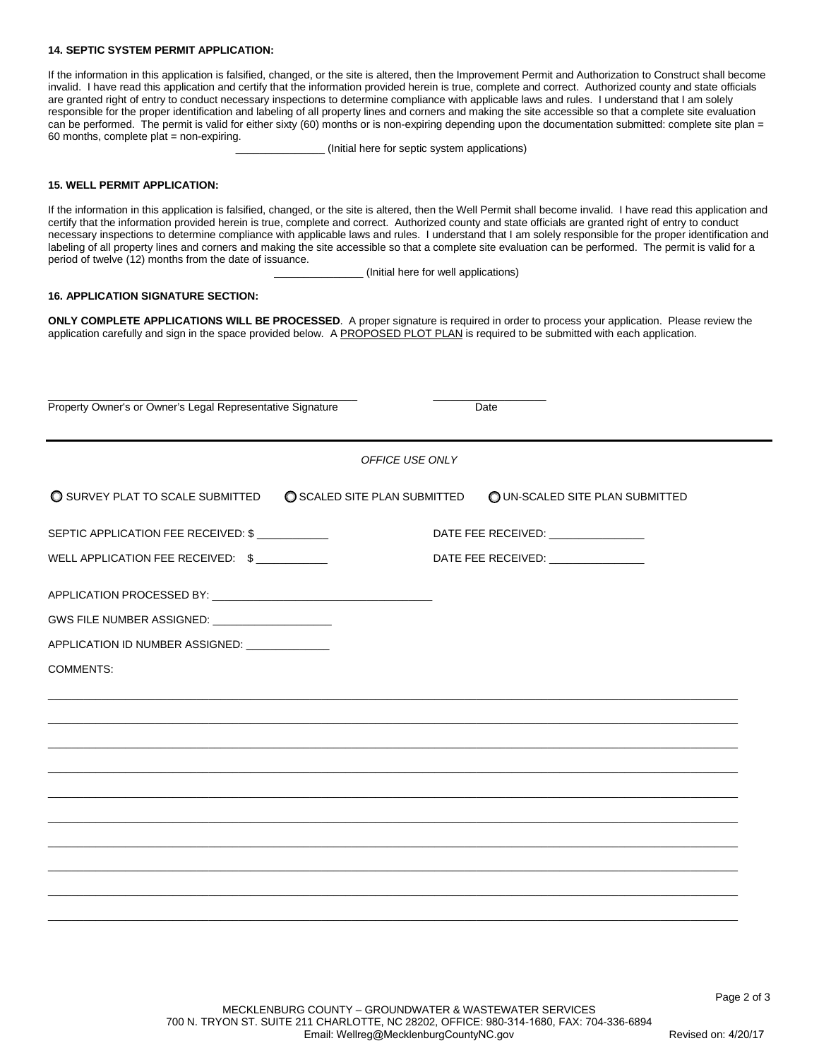**14. SEPTIC SYSTEM PERMIT APPLICATION:**

If the information in this application is falsified, changed, or the site is altered, then the Improvement Permit and Authorization to Construct shall become invalid. I have read this application and certify that the information provided herein is true, complete and correct. Authorized county and state officials are granted right of entry to conduct necessary inspections to determine compliance with applicable laws and rules. I understand that I am solely responsible for the proper identification and labeling of all property lines and corners and making the site accessible so that a complete site evaluation can be performed. The permit is valid for either sixty (60) months or is non-expiring depending upon the documentation submitted: complete site plan = 60 months, complete plat = non-expiring.

_______________ (Initial here for septic system applications)

**15. WELL PERMIT APPLICATION:**

If the information in this application is falsified, changed, or the site is altered, then the Well Permit shall become invalid. I have read this application and certify that the information provided herein is true, complete and correct. Authorized county and state officials are granted right of entry to conduct necessary inspections to determine compliance with applicable laws and rules. I understand that I am solely responsible for the proper identification and labeling of all property lines and corners and making the site accessible so that a complete site evaluation can be performed. The permit is valid for a period of twelve (12) months from the date of issuance.

_______________ (Initial here for well applications)

**16. APPLICATION SIGNATURE SECTION:**

**ONLY COMPLETE APPLICATIONS WILL BE PROCESSED**. A proper signature is required in order to process your application. Please review the application carefully and sign in the space provided below. A PROPOSED PLOT PLAN is required to be submitted with each application.

_____________________________________________________ &nbsp;&nbsp;&nbsp;&nbsp; ___________________

Property Owner's or Owner's Legal Representative Signature &nbsp;&nbsp;&nbsp;&nbsp; Date

---

*OFFICE USE ONLY*

○ SURVEY PLAT TO SCALE SUBMITTED &nbsp;&nbsp; ○ SCALED SITE PLAN SUBMITTED &nbsp;&nbsp; ○ UN-SCALED SITE PLAN SUBMITTED

SEPTIC APPLICATION FEE RECEIVED: $ ____________ &nbsp;&nbsp;&nbsp;&nbsp; DATE FEE RECEIVED: ________________

WELL APPLICATION FEE RECEIVED: $ ____________ &nbsp;&nbsp;&nbsp;&nbsp; DATE FEE RECEIVED: ________________

APPLICATION PROCESSED BY: ____________________________________

GWS FILE NUMBER ASSIGNED: ____________________

APPLICATION ID NUMBER ASSIGNED: ______________

COMMENTS:

____________________________________________________________________________________________________

____________________________________________________________________________________________________

____________________________________________________________________________________________________

____________________________________________________________________________________________________

____________________________________________________________________________________________________

____________________________________________________________________________________________________

____________________________________________________________________________________________________

____________________________________________________________________________________________________

____________________________________________________________________________________________________

____________________________________________________________________________________________________

MECKLENBURG COUNTY – GROUNDWATER & WASTEWATER SERVICES
700 N. TRYON ST. SUITE 211 CHARLOTTE, NC 28202, OFFICE: 980-314-1680, FAX: 704-336-6894
Email: Wellreg@MecklenburgCountyNC.gov &nbsp;&nbsp;&nbsp;&nbsp; Revised on: 4/20/17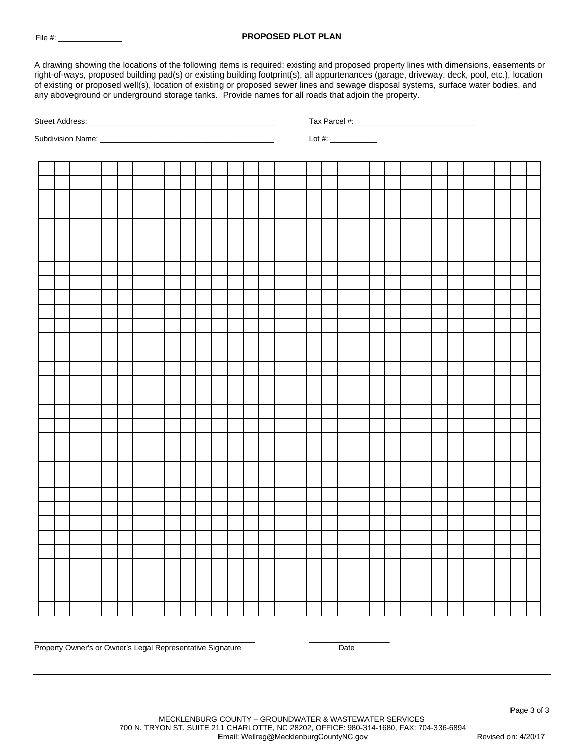File #: _______________

# PROPOSED PLOT PLAN

A drawing showing the locations of the following items is required: existing and proposed property lines with dimensions, easements or right-of-ways, proposed building pad(s) or existing building footprint(s), all appurtenances (garage, driveway, deck, pool, etc.), location of existing or proposed well(s), location of existing or proposed sewer lines and sewage disposal systems, surface water bodies, and any aboveground or underground storage tanks. Provide names for all roads that adjoin the property.

Street Address: ____________________________________________ Tax Parcel #: ____________________________

Subdivision Name: ________________________________________ Lot #: ___________

_____________________________________________________ ____________________

Property Owner's or Owner's Legal Representative Signature Date

MECKLENBURG COUNTY – GROUNDWATER & WASTEWATER SERVICES
700 N. TRYON ST. SUITE 211 CHARLOTTE, NC 28202, OFFICE: 980-314-1680, FAX: 704-336-6894
Email: Wellreg@MecklenburgCountyNC.gov

Revised on: 4/20/17